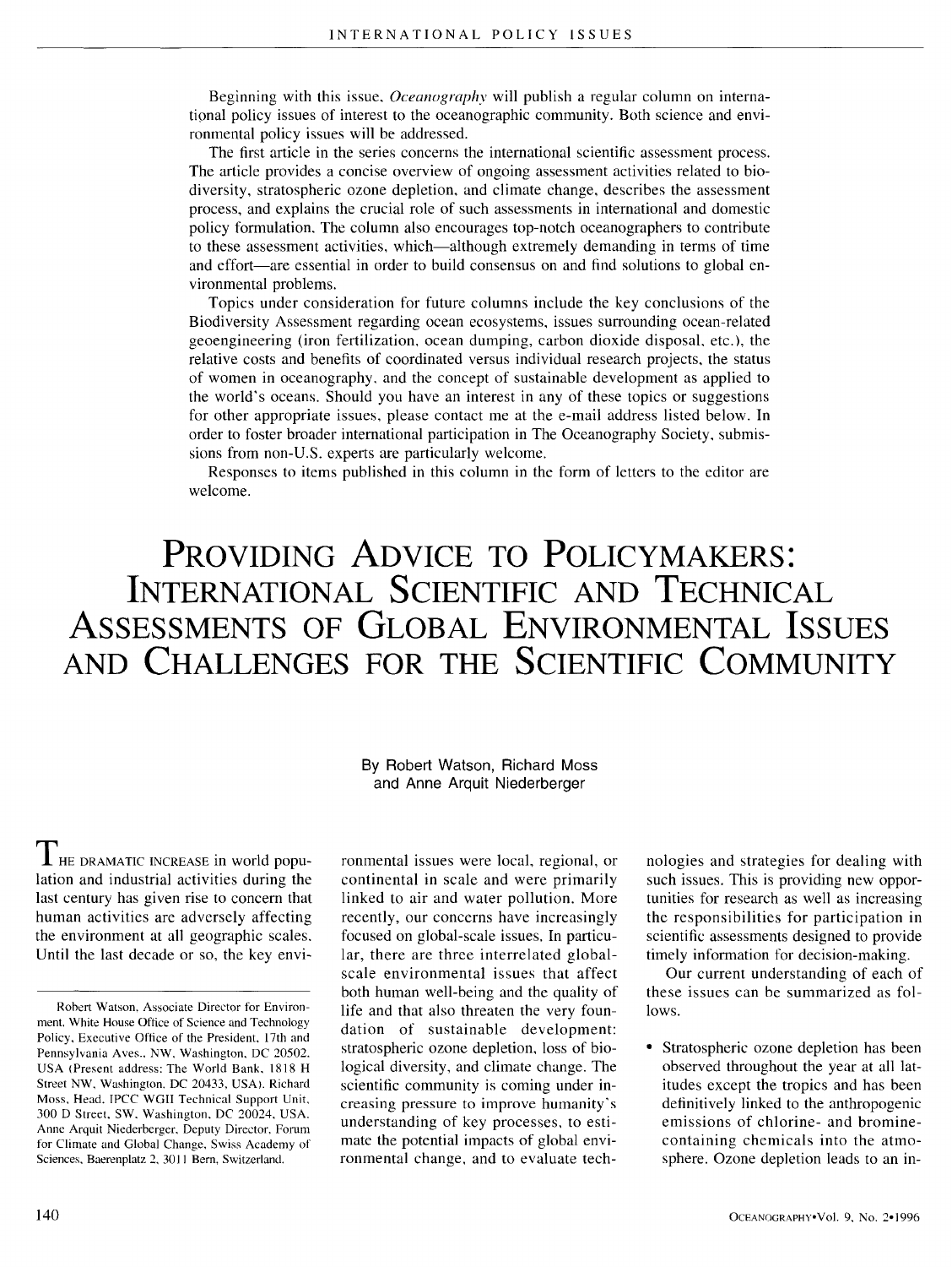Beginning with this issue, *Oceanography* will publish a regular column on international policy issues of interest to the oceanographic community. Both science and environmental policy issues will be addressed.

The first article in the series concerns the international scientific assessment process. The article provides a concise overview of ongoing assessment activities related to biodiversity, stratospheric ozone depletion, and climate change, describes the assessment process, and explains the crucial role of such assessments in international and domestic policy formulation. The column also encourages top-notch oceanographers to contribute to these assessment activities, which—although extremely demanding in terms of time and effort—are essential in order to build consensus on and find solutions to global environmental problems.

Topics under consideration for future columns include the key conclusions of the Biodiversity Assessment regarding ocean ecosystems, issues surrounding ocean-related geoengineering (iron fertilization, ocean dumping, carbon dioxide disposal, etc.), the relative costs and benefits of coordinated versus individual research projects, the status of women in oceanography, and the concept of sustainable development as applied to the world's oceans. Should you have an interest in any of these topics or suggestions for other appropriate issues, please contact me at the e-mail address listed below. In order to foster broader international participation in The Oceanography Society, submissions from non-U.S. experts are particularly welcome.

Responses to items published in this column in the form of letters to the editor are welcome.

# Providing Advice to Policymakers: International Scientific and Technical Assessments of Global Environmental Issues and Challenges for the Scientific Community

By Robert Watson, Richard Moss and Anne Arquit Niederberger

Robert Watson, Associate Director for Environment, White House Office of Science and Technology Policy, Executive Office of the President, 17th and Pennsylvania Aves., NW, Washington, DC 20502, USA (Present address: The World Bank, 1818 H Street NW, Washington, DC 20433, USA). Richard Moss, Head, IPCC WGII Technical Support Unit, 300 D Street, SW, Washington, DC 20024, USA. Anne Arquit Niederberger, Deputy Director, Forum for Climate and Global Change, Swiss Academy of Sciences, Baerenplatz 2, 3011 Bern, Switzerland.

The dramatic increase in world population and industrial activities during the last century has given rise to concern that human activities are adversely affecting the environment at all geographic scales. Until the last decade or so, the key environmental issues were local, regional, or continental in scale and were primarily linked to air and water pollution. More recently, our concerns have increasingly focused on global-scale issues. In particular, there are three interrelated global-scale environmental issues that affect both human well-being and the quality of life and that also threaten the very foundation of sustainable development: stratospheric ozone depletion, loss of biological diversity, and climate change. The scientific community is coming under increasing pressure to improve humanity's understanding of key processes, to estimate the potential impacts of global environmental change, and to evaluate technologies and strategies for dealing with such issues. This is providing new opportunities for research as well as increasing the responsibilities for participation in scientific assessments designed to provide timely information for decision-making.

Our current understanding of each of these issues can be summarized as follows.

- Stratospheric ozone depletion has been observed throughout the year at all latitudes except the tropics and has been definitively linked to the anthropogenic emissions of chlorine- and bromine-containing chemicals into the atmosphere. Ozone depletion leads to an in-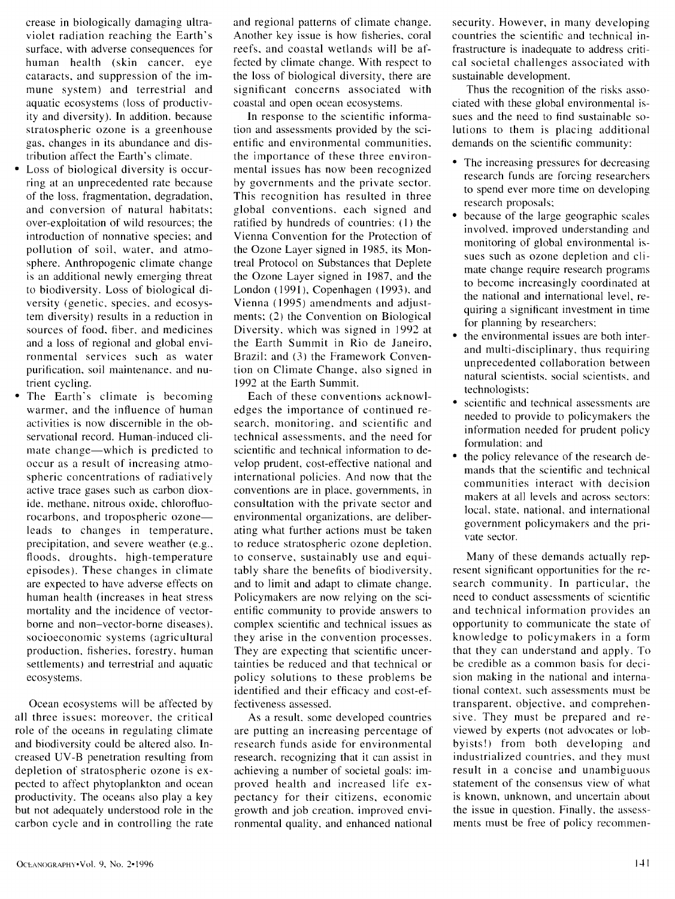crease in biologically damaging ultraviolet radiation reaching the Earth's surface, with adverse consequences for human health (skin cancer, eye cataracts, and suppression of the immune system) and terrestrial and aquatic ecosystems (loss of productivity and diversity). In addition, because stratospheric ozone is a greenhouse gas, changes in its abundance and distribution affect the Earth's climate.

- Loss of biological diversity is occurring at an unprecedented rate because of the loss, fragmentation, degradation, and conversion of natural habitats; over-exploitation of wild resources; the introduction of nonnative species; and pollution of soil, water, and atmosphere. Anthropogenic climate change is an additional newly emerging threat to biodiversity. Loss of biological diversity (genetic, species, and ecosystem diversity) results in a reduction in sources of food, fiber, and medicines and a loss of regional and global environmental services such as water purification, soil maintenance, and nutrient cycling.
- The Earth's climate is becoming warmer, and the influence of human activities is now discernible in the observational record. Human-induced climate change—which is predicted to occur as a result of increasing atmospheric concentrations of radiatively active trace gases such as carbon dioxide, methane, nitrous oxide, chlorofluorocarbons, and tropospheric ozone—leads to changes in temperature, precipitation, and severe weather (e.g., floods, droughts, high-temperature episodes). These changes in climate are expected to have adverse effects on human health (increases in heat stress mortality and the incidence of vector-borne and non–vector-borne diseases), socioeconomic systems (agricultural production, fisheries, forestry, human settlements) and terrestrial and aquatic ecosystems.

Ocean ecosystems will be affected by all three issues; moreover, the critical role of the oceans in regulating climate and biodiversity could be altered also. Increased UV-B penetration resulting from depletion of stratospheric ozone is expected to affect phytoplankton and ocean productivity. The oceans also play a key but not adequately understood role in the carbon cycle and in controlling the rate and regional patterns of climate change. Another key issue is how fisheries, coral reefs, and coastal wetlands will be affected by climate change. With respect to the loss of biological diversity, there are significant concerns associated with coastal and open ocean ecosystems.

In response to the scientific information and assessments provided by the scientific and environmental communities, the importance of these three environmental issues has now been recognized by governments and the private sector. This recognition has resulted in three global conventions, each signed and ratified by hundreds of countries: (1) the Vienna Convention for the Protection of the Ozone Layer signed in 1985, its Montreal Protocol on Substances that Deplete the Ozone Layer signed in 1987, and the London (1991), Copenhagen (1993), and Vienna (1995) amendments and adjustments; (2) the Convention on Biological Diversity, which was signed in 1992 at the Earth Summit in Rio de Janeiro, Brazil; and (3) the Framework Convention on Climate Change, also signed in 1992 at the Earth Summit.

Each of these conventions acknowledges the importance of continued research, monitoring, and scientific and technical assessments, and the need for scientific and technical information to develop prudent, cost-effective national and international policies. And now that the conventions are in place, governments, in consultation with the private sector and environmental organizations, are deliberating what further actions must be taken to reduce stratospheric ozone depletion, to conserve, sustainably use and equitably share the benefits of biodiversity, and to limit and adapt to climate change. Policymakers are now relying on the scientific community to provide answers to complex scientific and technical issues as they arise in the convention processes. They are expecting that scientific uncertainties be reduced and that technical or policy solutions to these problems be identified and their efficacy and cost-effectiveness assessed.

As a result, some developed countries are putting an increasing percentage of research funds aside for environmental research, recognizing that it can assist in achieving a number of societal goals: improved health and increased life expectancy for their citizens, economic growth and job creation, improved environmental quality, and enhanced national security. However, in many developing countries the scientific and technical infrastructure is inadequate to address critical societal challenges associated with sustainable development.

Thus the recognition of the risks associated with these global environmental issues and the need to find sustainable solutions to them is placing additional demands on the scientific community:

- The increasing pressures for decreasing research funds are forcing researchers to spend ever more time on developing research proposals;
- because of the large geographic scales involved, improved understanding and monitoring of global environmental issues such as ozone depletion and climate change require research programs to become increasingly coordinated at the national and international level, requiring a significant investment in time for planning by researchers;
- the environmental issues are both inter- and multi-disciplinary, thus requiring unprecedented collaboration between natural scientists, social scientists, and technologists;
- scientific and technical assessments are needed to provide to policymakers the information needed for prudent policy formulation; and
- the policy relevance of the research demands that the scientific and technical communities interact with decision makers at all levels and across sectors: local, state, national, and international government policymakers and the private sector.

Many of these demands actually represent significant opportunities for the research community. In particular, the need to conduct assessments of scientific and technical information provides an opportunity to communicate the state of knowledge to policymakers in a form that they can understand and apply. To be credible as a common basis for decision making in the national and international context, such assessments must be transparent, objective, and comprehensive. They must be prepared and reviewed by experts (not advocates or lobbyists!) from both developing and industrialized countries, and they must result in a concise and unambiguous statement of the consensus view of what is known, unknown, and uncertain about the issue in question. Finally, the assessments must be free of policy recommen-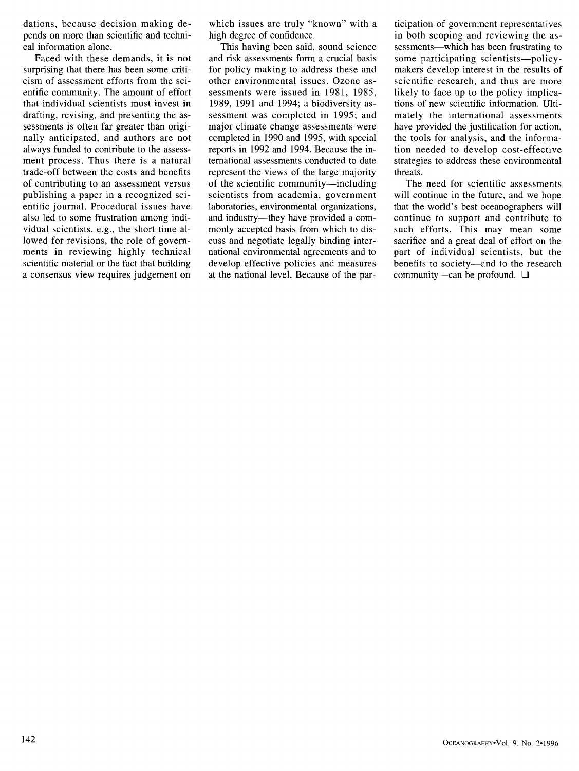dations, because decision making depends on more than scientific and technical information alone.

Faced with these demands, it is not surprising that there has been some criticism of assessment efforts from the scientific community. The amount of effort that individual scientists must invest in drafting, revising, and presenting the assessments is often far greater than originally anticipated, and authors are not always funded to contribute to the assessment process. Thus there is a natural trade-off between the costs and benefits of contributing to an assessment versus publishing a paper in a recognized scientific journal. Procedural issues have also led to some frustration among individual scientists, e.g., the short time allowed for revisions, the role of governments in reviewing highly technical scientific material or the fact that building a consensus view requires judgement on which issues are truly "known" with a high degree of confidence.

This having been said, sound science and risk assessments form a crucial basis for policy making to address these and other environmental issues. Ozone assessments were issued in 1981, 1985, 1989, 1991 and 1994; a biodiversity assessment was completed in 1995; and major climate change assessments were completed in 1990 and 1995, with special reports in 1992 and 1994. Because the international assessments conducted to date represent the views of the large majority of the scientific community—including scientists from academia, government laboratories, environmental organizations, and industry—they have provided a commonly accepted basis from which to discuss and negotiate legally binding international environmental agreements and to develop effective policies and measures at the national level. Because of the participation of government representatives in both scoping and reviewing the assessments—which has been frustrating to some participating scientists—policymakers develop interest in the results of scientific research, and thus are more likely to face up to the policy implications of new scientific information. Ultimately the international assessments have provided the justification for action, the tools for analysis, and the information needed to develop cost-effective strategies to address these environmental threats.

The need for scientific assessments will continue in the future, and we hope that the world's best oceanographers will continue to support and contribute to such efforts. This may mean some sacrifice and a great deal of effort on the part of individual scientists, but the benefits to society—and to the research community—can be profound. ❑